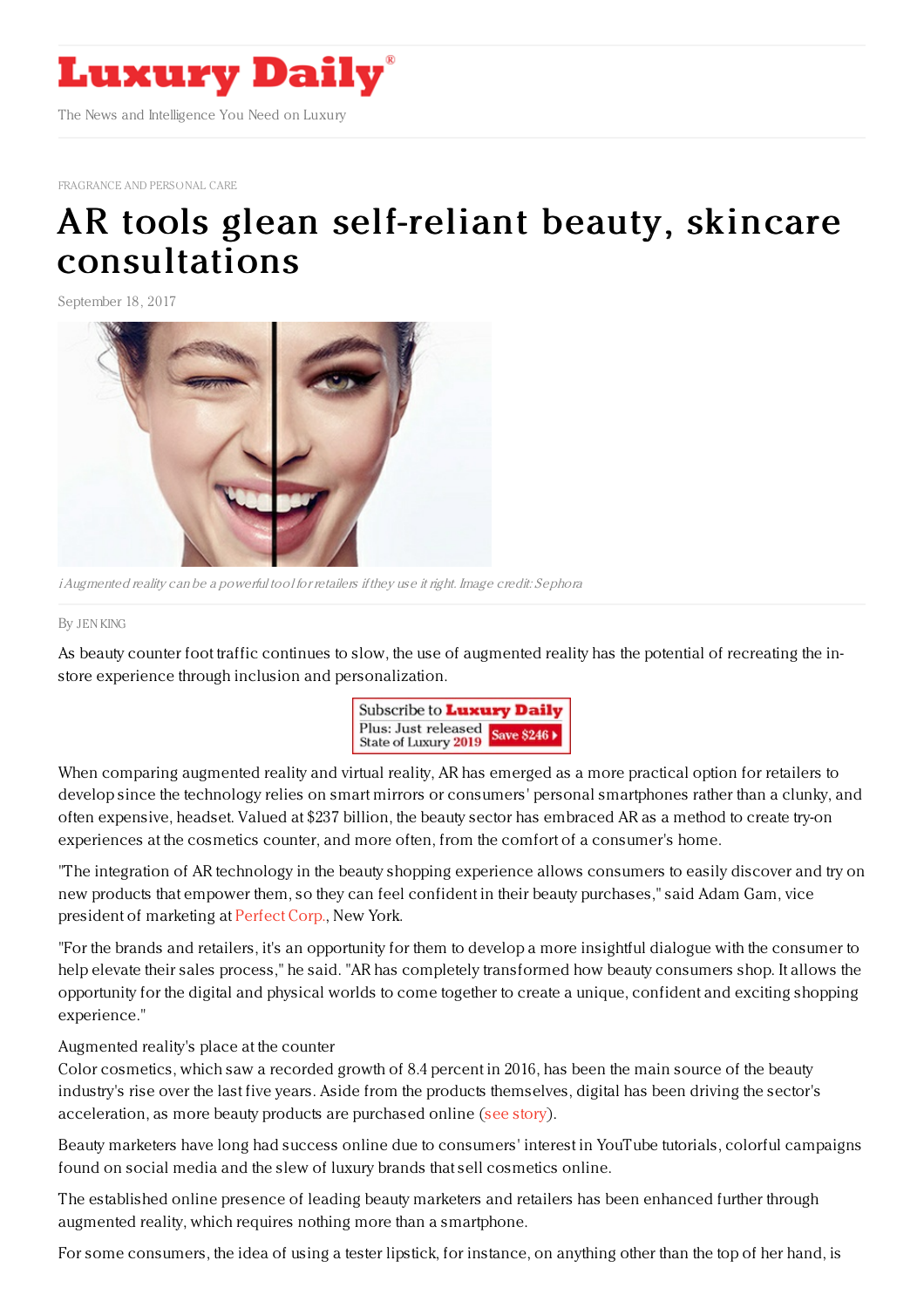# Luxury Daily

The News and Intelligence You Need on Luxury

FRAGRANCE AND PERSONAL CARE

# AR tools glean self-reliant beauty, skincare consultations

September 18, 2017

*Augmented reality can be a powerful tool for retailers if they use it right. Image credit: Sephora*

By JEN KING

As beauty counter foot traffic continues to slow, the use of augmented reality has the potential of recreating the in-store experience through inclusion and personalization.

When comparing augmented reality and virtual reality, AR has emerged as a more practical option for retailers to develop since the technology relies on smart mirrors or consumers' personal smartphones rather than a clunky, and often expensive, headset. Valued at $237 billion, the beauty sector has embraced AR as a method to create try-on experiences at the cosmetics counter, and more often, from the comfort of a consumer's home.

"The integration of AR technology in the beauty shopping experience allows consumers to easily discover and try on new products that empower them, so they can feel confident in their beauty purchases," said Adam Gam, vice president of marketing at Perfect Corp., New York.

"For the brands and retailers, it's an opportunity for them to develop a more insightful dialogue with the consumer to help elevate their sales process," he said. "AR has completely transformed how beauty consumers shop. It allows the opportunity for the digital and physical worlds to come together to create a unique, confident and exciting shopping experience."

Augmented reality's place at the counter

Color cosmetics, which saw a recorded growth of 8.4 percent in 2016, has been the main source of the beauty industry's rise over the last five years. Aside from the products themselves, digital has been driving the sector's acceleration, as more beauty products are purchased online (see story).

Beauty marketers have long had success online due to consumers' interest in YouTube tutorials, colorful campaigns found on social media and the slew of luxury brands that sell cosmetics online.

The established online presence of leading beauty marketers and retailers has been enhanced further through augmented reality, which requires nothing more than a smartphone.

For some consumers, the idea of using a tester lipstick, for instance, on anything other than the top of her hand, is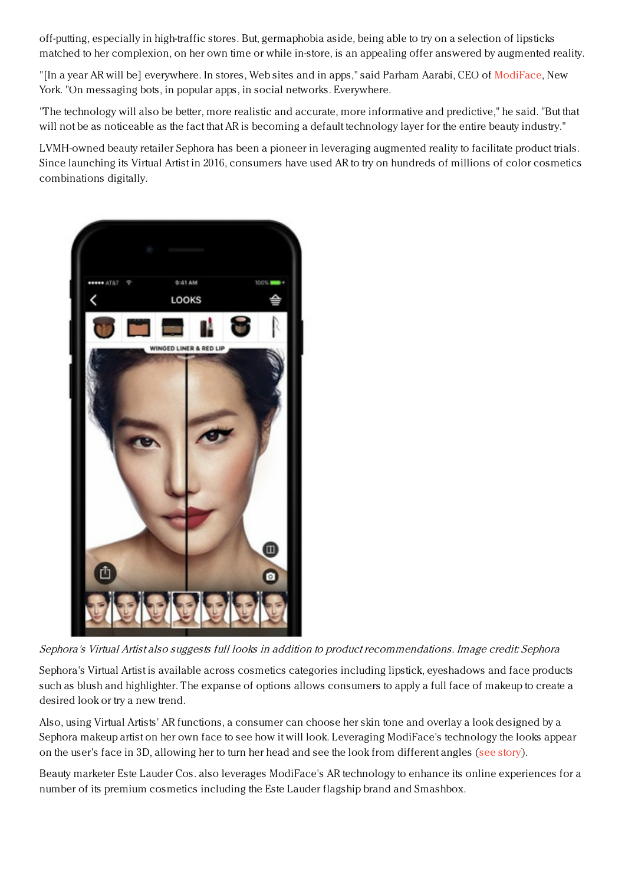off-putting, especially in high-traffic stores. But, germaphobia aside, being able to try on a selection of lipsticks matched to her complexion, on her own time or while in-store, is an appealing offer answered by augmented reality.

"[In a year AR will be] everywhere. In stores, Web sites and in apps," said Parham Aarabi, CEO of ModiFace, New York. "On messaging bots, in popular apps, in social networks. Everywhere.

"The technology will also be better, more realistic and accurate, more informative and predictive," he said. "But that will not be as noticeable as the fact that AR is becoming a default technology layer for the entire beauty industry."

LVMH-owned beauty retailer Sephora has been a pioneer in leveraging augmented reality to facilitate product trials. Since launching its Virtual Artist in 2016, consumers have used AR to try on hundreds of millions of color cosmetics combinations digitally.

*Sephora's Virtual Artist also suggests full looks in addition to product recommendations. Image credit: Sephora*

Sephora's Virtual Artist is available across cosmetics categories including lipstick, eyeshadows and face products such as blush and highlighter. The expanse of options allows consumers to apply a full face of makeup to create a desired look or try a new trend.

Also, using Virtual Artists' AR functions, a consumer can choose her skin tone and overlay a look designed by a Sephora makeup artist on her own face to see how it will look. Leveraging ModiFace's technology the looks appear on the user's face in 3D, allowing her to turn her head and see the look from different angles (see story).

Beauty marketer Este Lauder Cos. also leverages ModiFace's AR technology to enhance its online experiences for a number of its premium cosmetics including the Este Lauder flagship brand and Smashbox.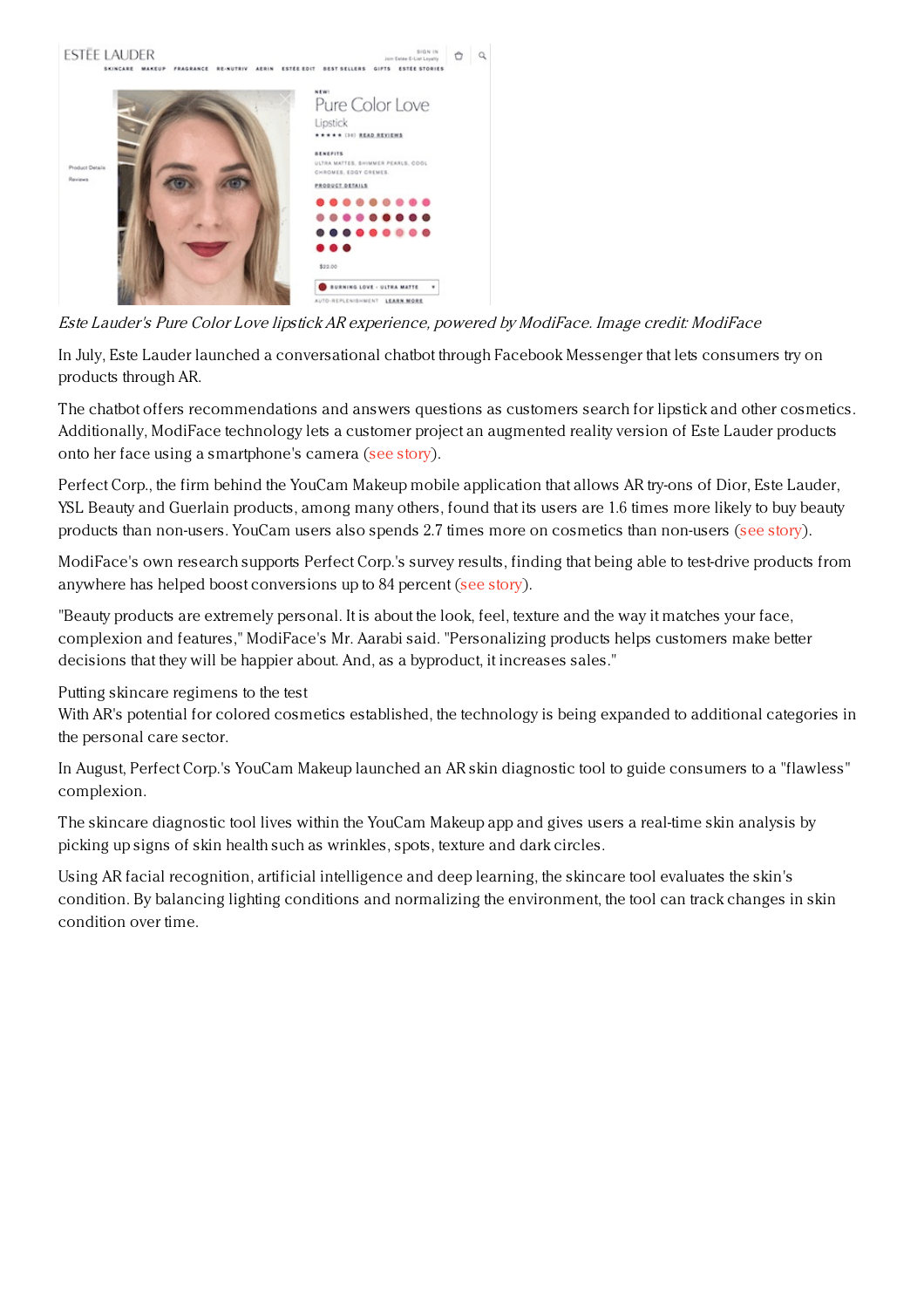*Este Lauder's Pure Color Love lipstick AR experience, powered by ModiFace. Image credit: ModiFace*

In July, Este Lauder launched a conversational chatbot through Facebook Messenger that lets consumers try on products through AR.

The chatbot offers recommendations and answers questions as customers search for lipstick and other cosmetics. Additionally, ModiFace technology lets a customer project an augmented reality version of Este Lauder products onto her face using a smartphone's camera (see story).

Perfect Corp., the firm behind the YouCam Makeup mobile application that allows AR try-ons of Dior, Este Lauder, YSL Beauty and Guerlain products, among many others, found that its users are 1.6 times more likely to buy beauty products than non-users. YouCam users also spends 2.7 times more on cosmetics than non-users (see story).

ModiFace's own research supports Perfect Corp.'s survey results, finding that being able to test-drive products from anywhere has helped boost conversions up to 84 percent (see story).

"Beauty products are extremely personal. It is about the look, feel, texture and the way it matches your face, complexion and features," ModiFace's Mr. Aarabi said. "Personalizing products helps customers make better decisions that they will be happier about. And, as a byproduct, it increases sales."

Putting skincare regimens to the test

With AR's potential for colored cosmetics established, the technology is being expanded to additional categories in the personal care sector.

In August, Perfect Corp.'s YouCam Makeup launched an AR skin diagnostic tool to guide consumers to a "flawless" complexion.

The skincare diagnostic tool lives within the YouCam Makeup app and gives users a real-time skin analysis by picking up signs of skin health such as wrinkles, spots, texture and dark circles.

Using AR facial recognition, artificial intelligence and deep learning, the skincare tool evaluates the skin's condition. By balancing lighting conditions and normalizing the environment, the tool can track changes in skin condition over time.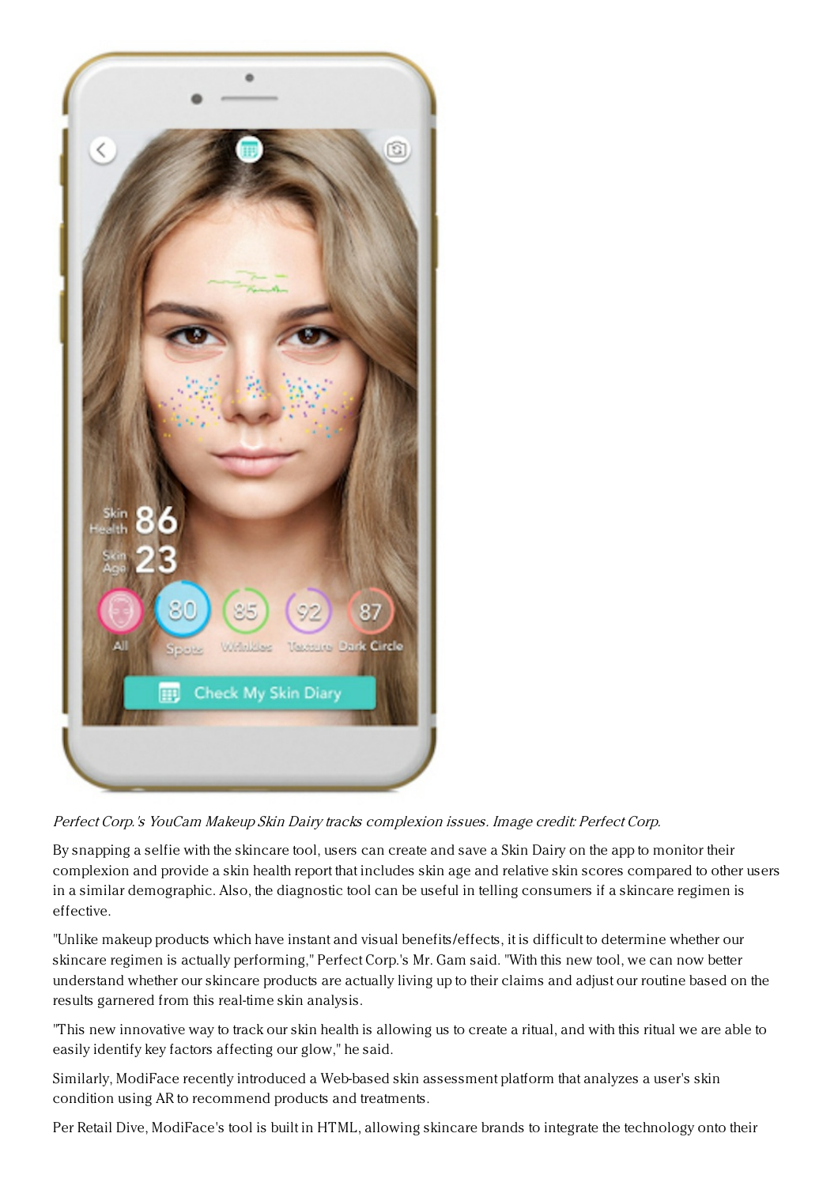*Perfect Corp.'s YouCam Makeup Skin Dairy tracks complexion issues. Image credit: Perfect Corp.*

By snapping a selfie with the skincare tool, users can create and save a Skin Dairy on the app to monitor their complexion and provide a skin health report that includes skin age and relative skin scores compared to other users in a similar demographic. Also, the diagnostic tool can be useful in telling consumers if a skincare regimen is effective.

"Unlike makeup products which have instant and visual benefits/effects, it is difficult to determine whether our skincare regimen is actually performing," Perfect Corp.'s Mr. Gam said. "With this new tool, we can now better understand whether our skincare products are actually living up to their claims and adjust our routine based on the results garnered from this real-time skin analysis.

"This new innovative way to track our skin health is allowing us to create a ritual, and with this ritual we are able to easily identify key factors affecting our glow," he said.

Similarly, ModiFace recently introduced a Web-based skin assessment platform that analyzes a user's skin condition using AR to recommend products and treatments.

Per Retail Dive, ModiFace's tool is built in HTML, allowing skincare brands to integrate the technology onto their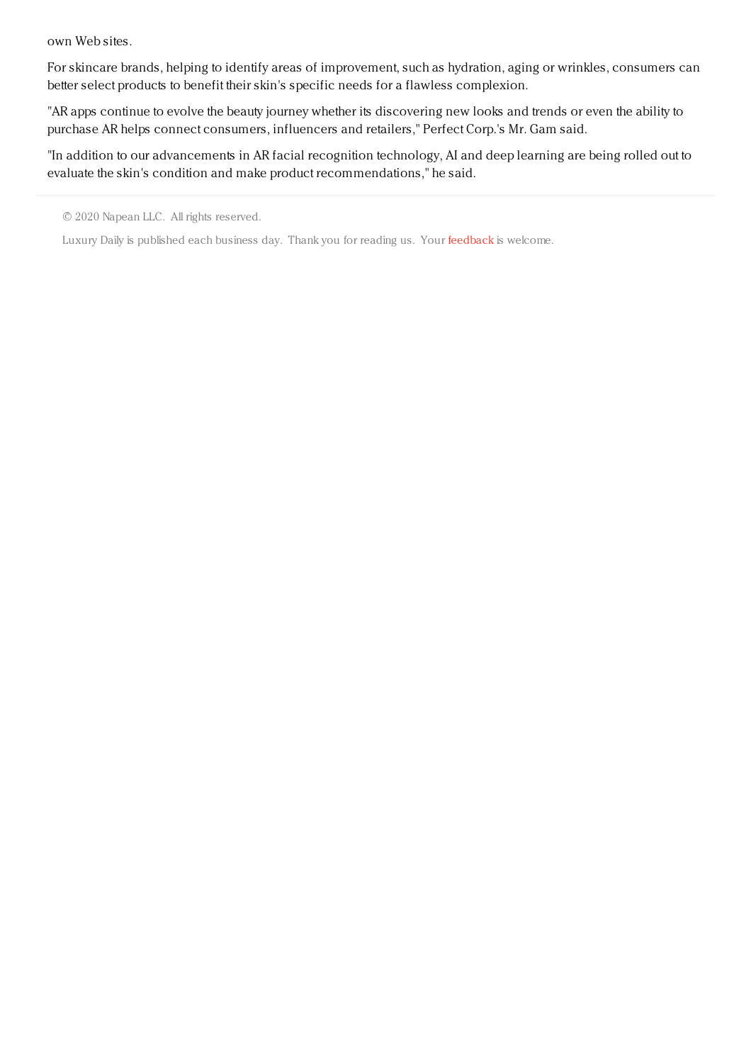own Web sites.

For skincare brands, helping to identify areas of improvement, such as hydration, aging or wrinkles, consumers can better select products to benefit their skin's specific needs for a flawless complexion.

"AR apps continue to evolve the beauty journey whether its discovering new looks and trends or even the ability to purchase AR helps connect consumers, influencers and retailers," Perfect Corp.'s Mr. Gam said.

"In addition to our advancements in AR facial recognition technology, AI and deep learning are being rolled out to evaluate the skin's condition and make product recommendations," he said.

© 2020 Napean LLC. All rights reserved.

Luxury Daily is published each business day. Thank you for reading us. Your feedback is welcome.